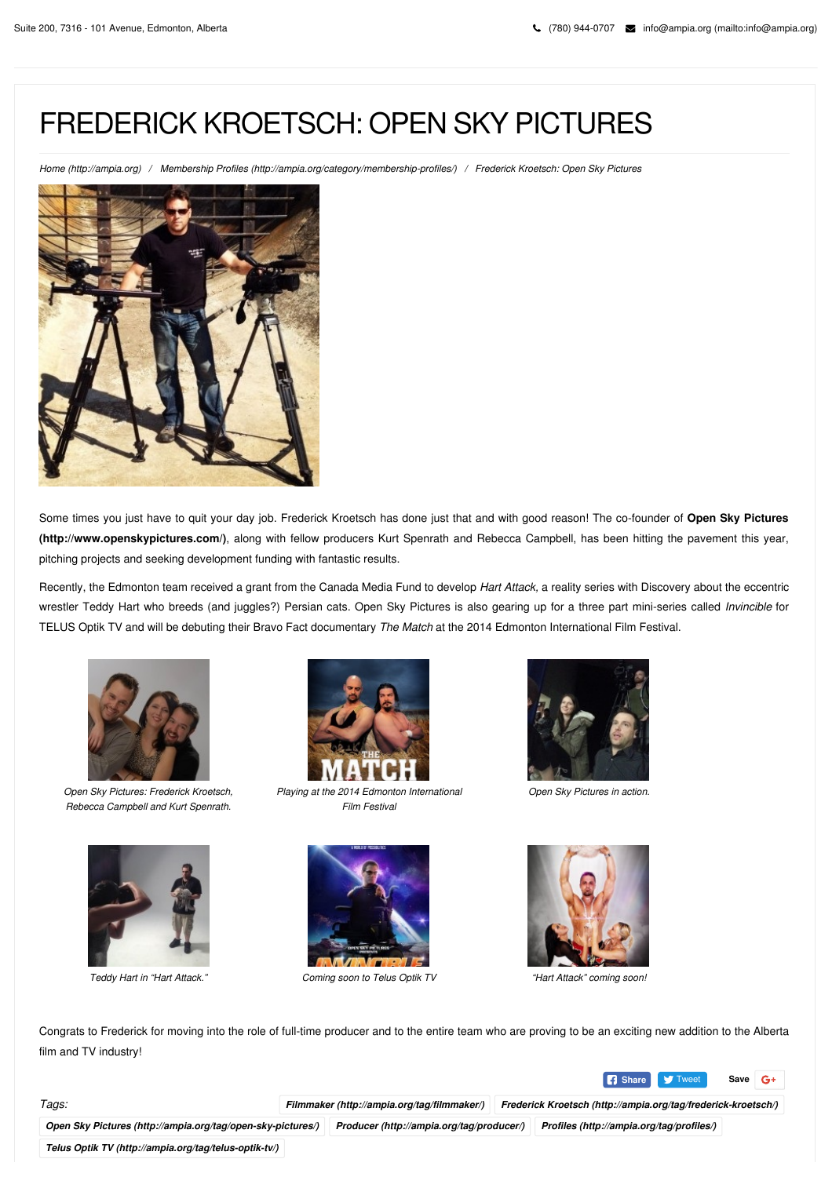Suite 200, 7316 - 101 Avenue, Edmonton, Alberta

(780) 944-0707 info@ampia.org (mailto:info@ampia.org)

# FREDERICK KROETSCH: OPEN SKY PICTURES

*Home (http://ampia.org) / Membership Profiles (http://ampia.org/category/membership-profiles/) / Frederick Kroetsch: Open Sky Pictures*

Some times you just have to quit your day job. Frederick Kroetsch has done just that and with good reason! The co-founder of **Open Sky Pictures (http://www.openskypictures.com/)**, along with fellow producers Kurt Spenrath and Rebecca Campbell, has been hitting the pavement this year, pitching projects and seeking development funding with fantastic results.

Recently, the Edmonton team received a grant from the Canada Media Fund to develop *Hart Attack*, a reality series with Discovery about the eccentric wrestler Teddy Hart who breeds (and juggles?) Persian cats. Open Sky Pictures is also gearing up for a three part mini-series called *Invincible* for TELUS Optik TV and will be debuting their Bravo Fact documentary *The Match* at the 2014 Edmonton International Film Festival.

*Open Sky Pictures: Frederick Kroetsch, Rebecca Campbell and Kurt Spenrath.*

*Playing at the 2014 Edmonton International Film Festival*

*Open Sky Pictures in action.*

*Teddy Hart in "Hart Attack."*

*Coming soon to Telus Optik TV*

*"Hart Attack" coming soon!*

Congrats to Frederick for moving into the role of full-time producer and to the entire team who are proving to be an exciting new addition to the Alberta film and TV industry!

Share Tweet Save G+

*Tags:* **Filmmaker (http://ampia.org/tag/filmmaker/)** **Frederick Kroetsch (http://ampia.org/tag/frederick-kroetsch/)** **Open Sky Pictures (http://ampia.org/tag/open-sky-pictures/)** **Producer (http://ampia.org/tag/producer/)** **Profiles (http://ampia.org/tag/profiles/)** **Telus Optik TV (http://ampia.org/tag/telus-optik-tv/)**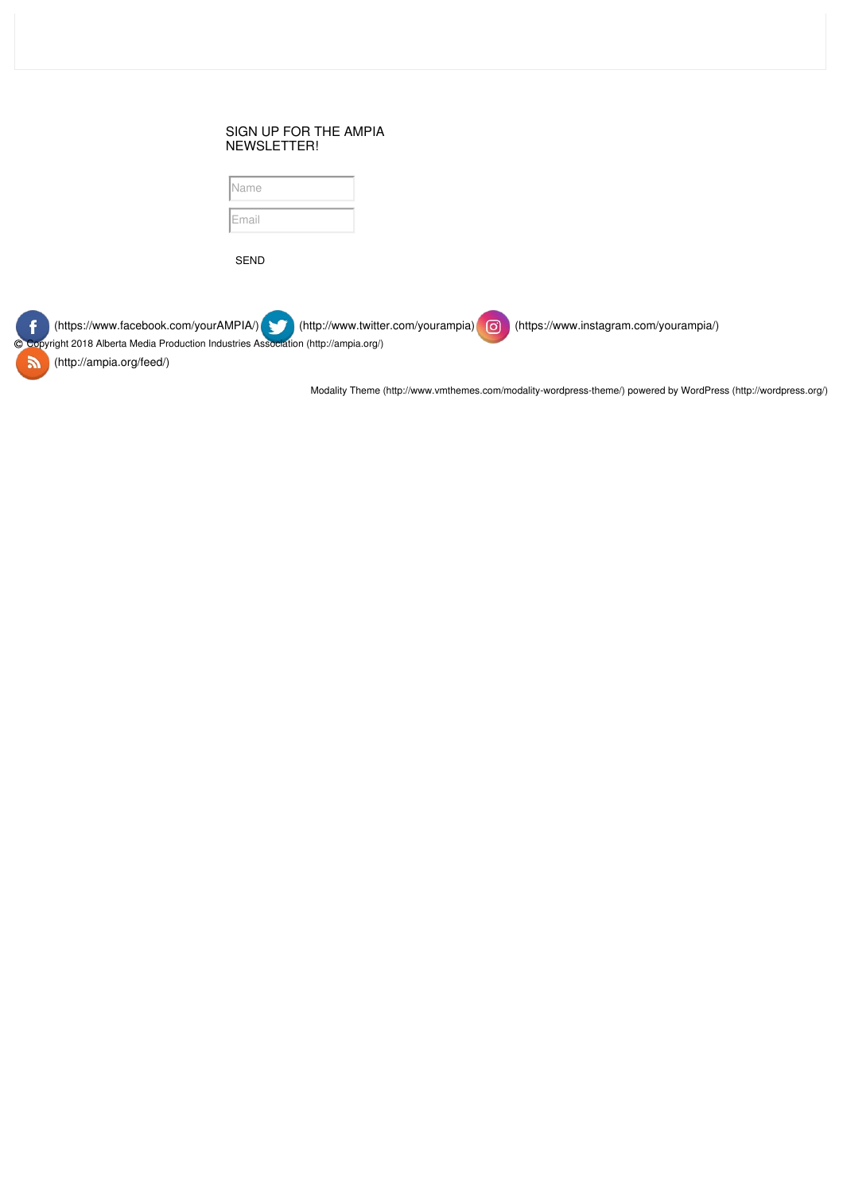SIGN UP FOR THE AMPIA NEWSLETTER!

Name

Email

SEND

(https://www.facebook.com/yourAMPIA/) (http://www.twitter.com/yourampia) (https://www.instagram.com/yourampia/)

© Copyright 2018 Alberta Media Production Industries Association (http://ampia.org/)

(http://ampia.org/feed/)

Modality Theme (http://www.vmthemes.com/modality-wordpress-theme/) powered by WordPress (http://wordpress.org/)